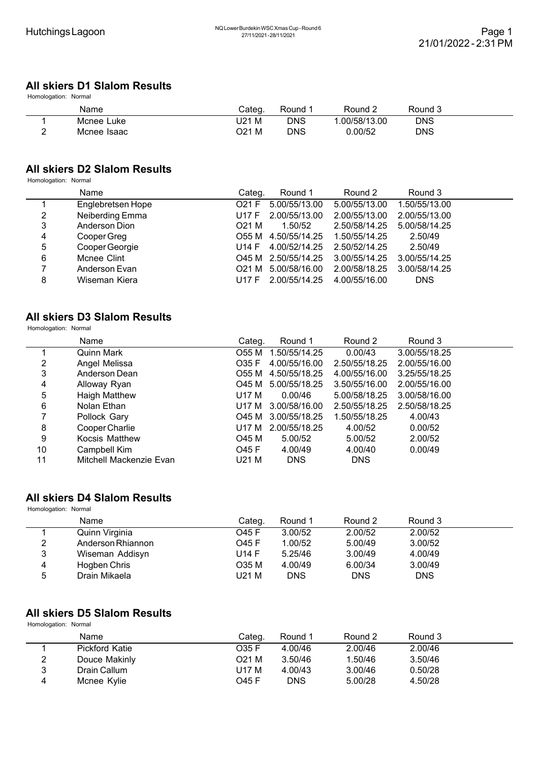## All skiers D1 Slalom Results

Homologation: Normal

| | Name | Categ. | Round 1 | Round 2 | Round 3 |
|---|---|---|---|---|---|
| 1 | Mcnee Luke | U21 M | DNS | 1.00/58/13.00 | DNS |
| 2 | Mcnee Isaac | O21 M | DNS | 0.00/52 | DNS |

## All skiers D2 Slalom Results

Homologation: Normal

| | Name | Categ. | Round 1 | Round 2 | Round 3 |
|---|---|---|---|---|---|
| 1 | Englebretsen Hope | O21 F | 5.00/55/13.00 | 5.00/55/13.00 | 1.50/55/13.00 |
| 2 | Neiberding Emma | U17 F | 2.00/55/13.00 | 2.00/55/13.00 | 2.00/55/13.00 |
| 3 | Anderson Dion | O21 M | 1.50/52 | 2.50/58/14.25 | 5.00/58/14.25 |
| 4 | Cooper Greg | O55 M | 4.50/55/14.25 | 1.50/55/14.25 | 2.50/49 |
| 5 | Cooper Georgie | U14 F | 4.00/52/14.25 | 2.50/52/14.25 | 2.50/49 |
| 6 | Mcnee Clint | O45 M | 2.50/55/14.25 | 3.00/55/14.25 | 3.00/55/14.25 |
| 7 | Anderson Evan | O21 M | 5.00/58/16.00 | 2.00/58/18.25 | 3.00/58/14.25 |
| 8 | Wiseman Kiera | U17 F | 2.00/55/14.25 | 4.00/55/16.00 | DNS |

## All skiers D3 Slalom Results

Homologation: Normal

| | Name | Categ. | Round 1 | Round 2 | Round 3 |
|---|---|---|---|---|---|
| 1 | Quinn Mark | O55 M | 1.50/55/14.25 | 0.00/43 | 3.00/55/18.25 |
| 2 | Angel Melissa | O35 F | 4.00/55/16.00 | 2.50/55/18.25 | 2.00/55/16.00 |
| 3 | Anderson Dean | O55 M | 4.50/55/18.25 | 4.00/55/16.00 | 3.25/55/18.25 |
| 4 | Alloway Ryan | O45 M | 5.00/55/18.25 | 3.50/55/16.00 | 2.00/55/16.00 |
| 5 | Haigh Matthew | U17 M | 0.00/46 | 5.00/58/18.25 | 3.00/58/16.00 |
| 6 | Nolan Ethan | U17 M | 3.00/58/16.00 | 2.50/55/18.25 | 2.50/58/18.25 |
| 7 | Pollock Gary | O45 M | 3.00/55/18.25 | 1.50/55/18.25 | 4.00/43 |
| 8 | Cooper Charlie | U17 M | 2.00/55/18.25 | 4.00/52 | 0.00/52 |
| 9 | Kocsis Matthew | O45 M | 5.00/52 | 5.00/52 | 2.00/52 |
| 10 | Campbell Kim | O45 F | 4.00/49 | 4.00/40 | 0.00/49 |
| 11 | Mitchell Mackenzie Evan | U21 M | DNS | DNS | |

## All skiers D4 Slalom Results

Homologation: Normal

| | Name | Categ. | Round 1 | Round 2 | Round 3 |
|---|---|---|---|---|---|
| 1 | Quinn Virginia | O45 F | 3.00/52 | 2.00/52 | 2.00/52 |
| 2 | Anderson Rhiannon | O45 F | 1.00/52 | 5.00/49 | 3.00/52 |
| 3 | Wiseman Addisyn | U14 F | 5.25/46 | 3.00/49 | 4.00/49 |
| 4 | Hogben Chris | O35 M | 4.00/49 | 6.00/34 | 3.00/49 |
| 5 | Drain Mikaela | U21 M | DNS | DNS | DNS |

## All skiers D5 Slalom Results

Homologation: Normal

| | Name | Categ. | Round 1 | Round 2 | Round 3 |
|---|---|---|---|---|---|
| 1 | Pickford Katie | O35 F | 4.00/46 | 2.00/46 | 2.00/46 |
| 2 | Douce Makinly | O21 M | 3.50/46 | 1.50/46 | 3.50/46 |
| 3 | Drain Callum | U17 M | 4.00/43 | 3.00/46 | 0.50/28 |
| 4 | Mcnee Kylie | O45 F | DNS | 5.00/28 | 4.50/28 |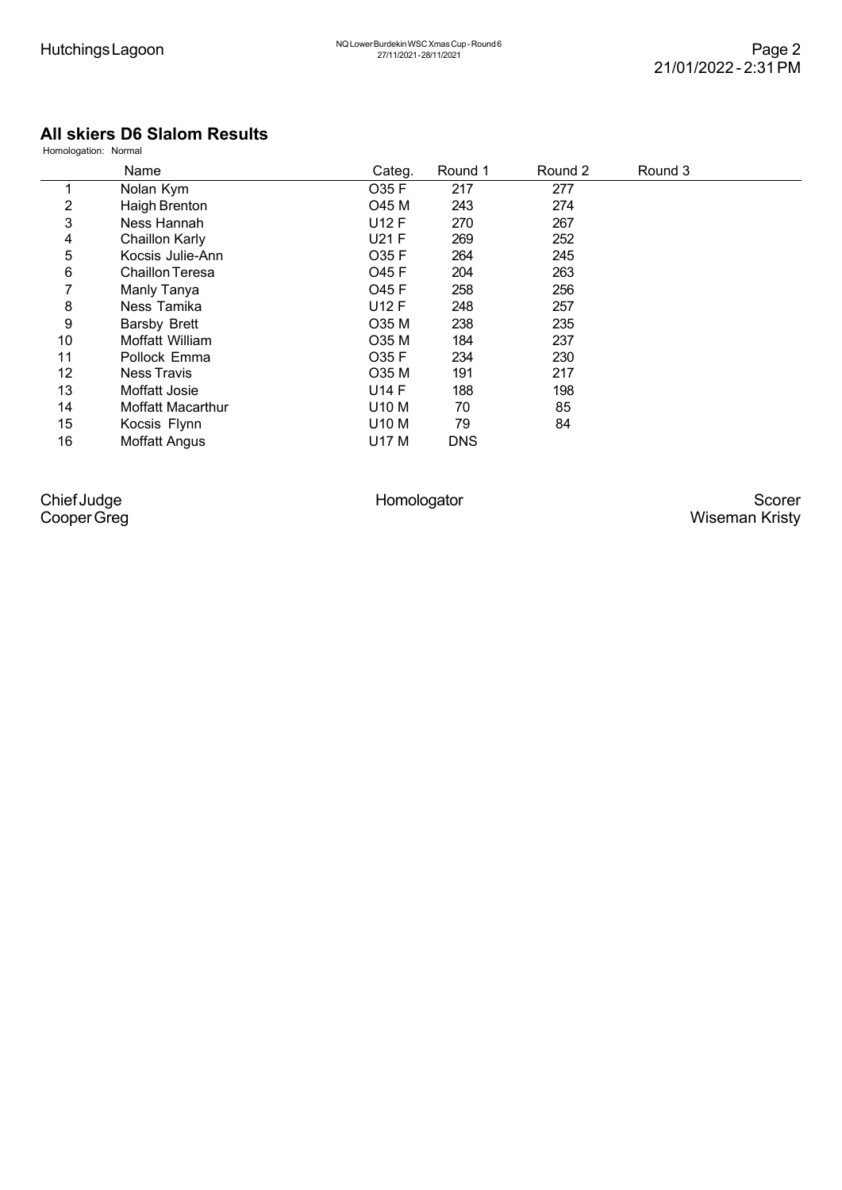## All skiers D6 Slalom Results

Homologation: Normal

| | Name | Categ. | Round 1 | Round 2 | Round 3 |
|---|---|---|---|---|---|
| 1 | Nolan Kym | O35 F | 217 | 277 | |
| 2 | Haigh Brenton | O45 M | 243 | 274 | |
| 3 | Ness Hannah | U12 F | 270 | 267 | |
| 4 | Chaillon Karly | U21 F | 269 | 252 | |
| 5 | Kocsis Julie-Ann | O35 F | 264 | 245 | |
| 6 | Chaillon Teresa | O45 F | 204 | 263 | |
| 7 | Manly Tanya | O45 F | 258 | 256 | |
| 8 | Ness Tamika | U12 F | 248 | 257 | |
| 9 | Barsby Brett | O35 M | 238 | 235 | |
| 10 | Moffatt William | O35 M | 184 | 237 | |
| 11 | Pollock Emma | O35 F | 234 | 230 | |
| 12 | Ness Travis | O35 M | 191 | 217 | |
| 13 | Moffatt Josie | U14 F | 188 | 198 | |
| 14 | Moffatt Macarthur | U10 M | 70 | 85 | |
| 15 | Kocsis Flynn | U10 M | 79 | 84 | |
| 16 | Moffatt Angus | U17 M | DNS | | |

Chief Judge
Cooper Greg

Homologator

Scorer
Wiseman Kristy